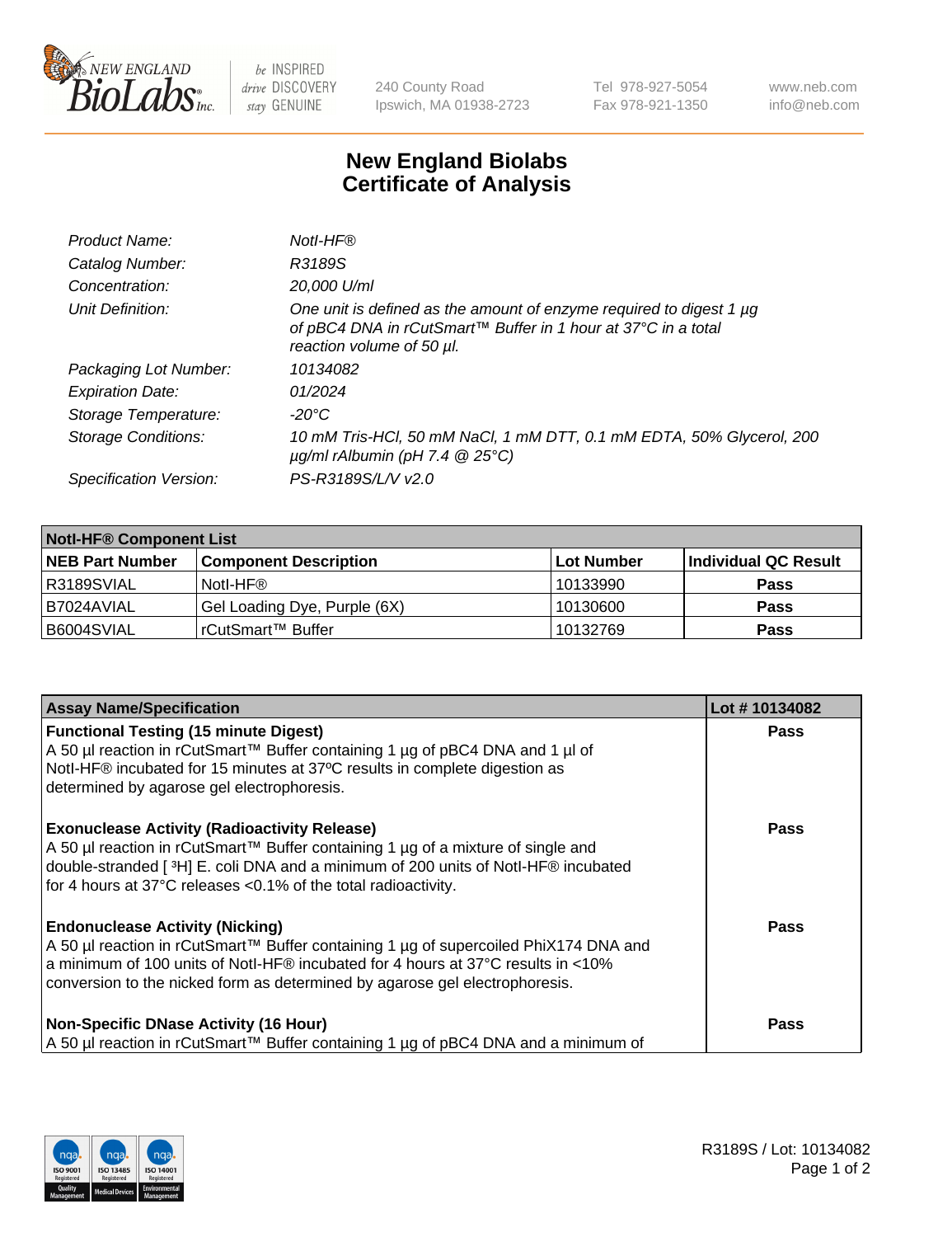# New England Biolabs
# Certificate of Analysis

| | |
|---|---|
| *Product Name:* | *NotI-HF®* |
| *Catalog Number:* | *R3189S* |
| *Concentration:* | *20,000 U/ml* |
| *Unit Definition:* | *One unit is defined as the amount of enzyme required to digest 1 µg of pBC4 DNA in rCutSmart™ Buffer in 1 hour at 37°C in a total reaction volume of 50 µl.* |
| *Packaging Lot Number:* | *10134082* |
| *Expiration Date:* | *01/2024* |
| *Storage Temperature:* | *-20°C* |
| *Storage Conditions:* | *10 mM Tris-HCl, 50 mM NaCl, 1 mM DTT, 0.1 mM EDTA, 50% Glycerol, 200 µg/ml rAlbumin (pH 7.4 @ 25°C)* |
| *Specification Version:* | *PS-R3189S/L/V v2.0* |

| **NotI-HF® Component List** | | | |
|---|---|---|---|
| **NEB Part Number** | **Component Description** | **Lot Number** | **Individual QC Result** |
| R3189SVIAL | NotI-HF® | 10133990 | **Pass** |
| B7024AVIAL | Gel Loading Dye, Purple (6X) | 10130600 | **Pass** |
| B6004SVIAL | rCutSmart™ Buffer | 10132769 | **Pass** |

| **Assay Name/Specification** | **Lot # 10134082** |
|---|---|
| **Functional Testing (15 minute Digest)** A 50 µl reaction in rCutSmart™ Buffer containing 1 µg of pBC4 DNA and 1 µl of NotI-HF® incubated for 15 minutes at 37ºC results in complete digestion as determined by agarose gel electrophoresis. | **Pass** |
| **Exonuclease Activity (Radioactivity Release)** A 50 µl reaction in rCutSmart™ Buffer containing 1 µg of a mixture of single and double-stranded [ $^{3}$H] E. coli DNA and a minimum of 200 units of NotI-HF® incubated for 4 hours at 37°C releases <0.1% of the total radioactivity. | **Pass** |
| **Endonuclease Activity (Nicking)** A 50 µl reaction in rCutSmart™ Buffer containing 1 µg of supercoiled PhiX174 DNA and a minimum of 100 units of NotI-HF® incubated for 4 hours at 37°C results in <10% conversion to the nicked form as determined by agarose gel electrophoresis. | **Pass** |
| **Non-Specific DNase Activity (16 Hour)** A 50 µl reaction in rCutSmart™ Buffer containing 1 µg of pBC4 DNA and a minimum of | **Pass** |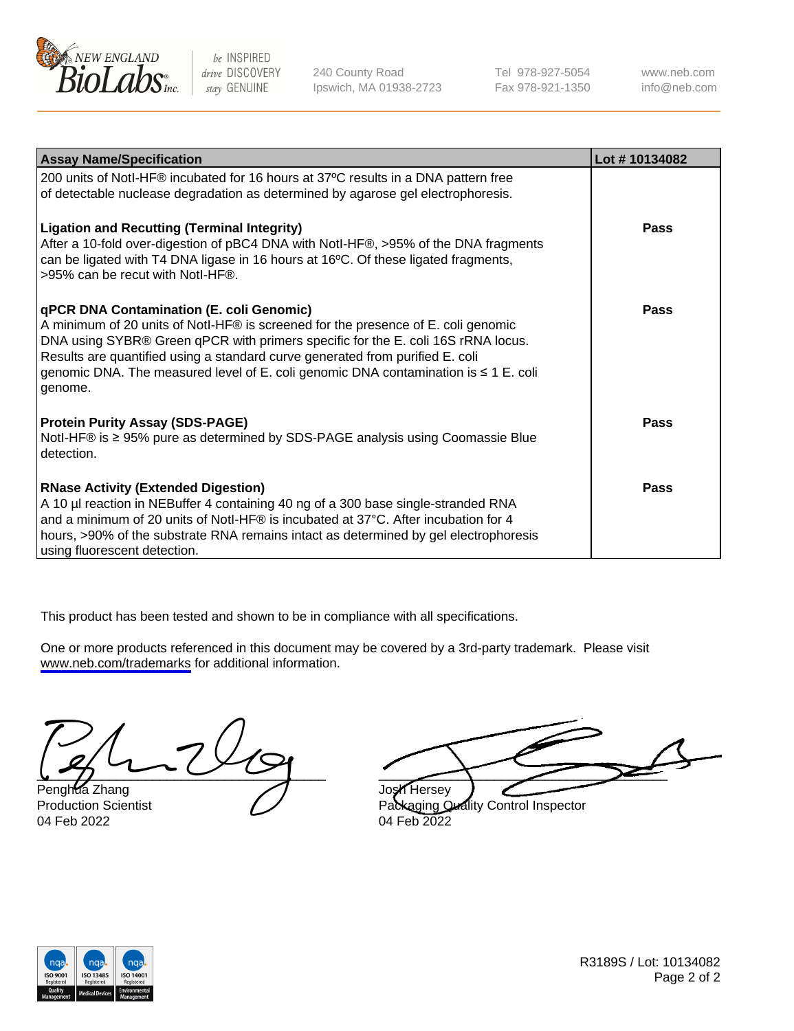| Assay Name/Specification | Lot # 10134082 |
| --- | --- |
| 200 units of NotI-HF® incubated for 16 hours at 37ºC results in a DNA pattern free of detectable nuclease degradation as determined by agarose gel electrophoresis. | |
| **Ligation and Recutting (Terminal Integrity)**<br>After a 10-fold over-digestion of pBC4 DNA with NotI-HF®, >95% of the DNA fragments can be ligated with T4 DNA ligase in 16 hours at 16ºC. Of these ligated fragments, >95% can be recut with NotI-HF®. | Pass |
| **qPCR DNA Contamination (E. coli Genomic)**<br>A minimum of 20 units of NotI-HF® is screened for the presence of E. coli genomic DNA using SYBR® Green qPCR with primers specific for the E. coli 16S rRNA locus. Results are quantified using a standard curve generated from purified E. coli genomic DNA. The measured level of E. coli genomic DNA contamination is ≤ 1 E. coli genome. | Pass |
| **Protein Purity Assay (SDS-PAGE)**<br>NotI-HF® is ≥ 95% pure as determined by SDS-PAGE analysis using Coomassie Blue detection. | Pass |
| **RNase Activity (Extended Digestion)**<br>A 10 µl reaction in NEBuffer 4 containing 40 ng of a 300 base single-stranded RNA and a minimum of 20 units of NotI-HF® is incubated at 37°C. After incubation for 4 hours, >90% of the substrate RNA remains intact as determined by gel electrophoresis using fluorescent detection. | Pass |

This product has been tested and shown to be in compliance with all specifications.

One or more products referenced in this document may be covered by a 3rd-party trademark. Please visit www.neb.com/trademarks for additional information.

Penghua Zhang
Production Scientist
04 Feb 2022

Josh Hersey
Packaging Quality Control Inspector
04 Feb 2022

R3189S / Lot: 10134082